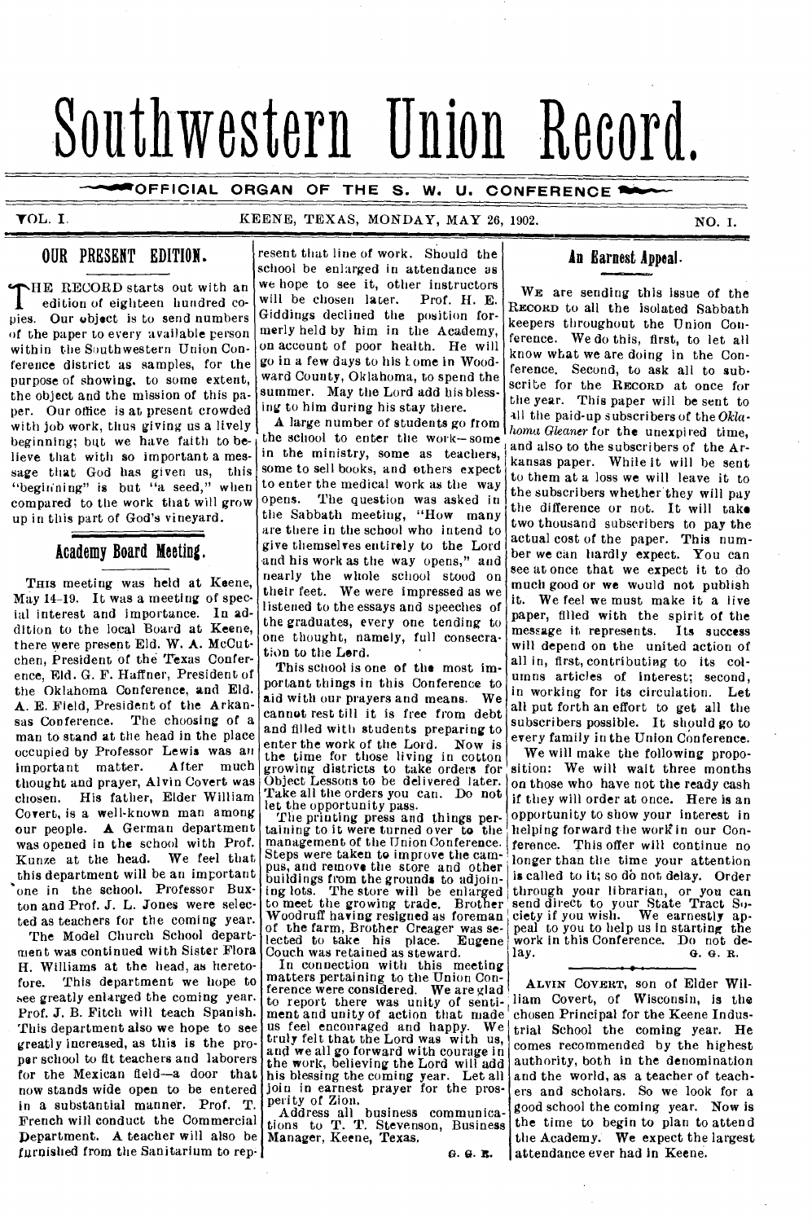# Southwestern Union Record.

OFFICIAL ORGAN OF THE S. W. U. CONFERENCE

VOL. I. KEENE, TEXAS, MONDAY, MAY 26, 1902. NO. I.

## OUR PRESENT EDITION.

THE RECORD starts out with an edition of eighteen hundred copies. Our object is to send numbers of the paper to every available person within the Southwestern Union Conference district as samples, for the purpose of showing, to some extent, the object and the mission of this paper. Our office is at present crowded with job work, thus giving us a lively beginning; but we have faith to believe that with so important a message that God has given us, this "beginning" is but "a seed," when compared to the work that will grow up in this part of God's vineyard.

## Academy Board Meeting.

THIS meeting was held at Keene, May 14-19. It was a meeting of special interest and importance. In addition to the local Board at Keene, there were present Eld. W. A. McCutchen, President of the Texas Conference, Eld. G. F. Haffner, President of the Oklahoma Conference, and Eld. A. E. Field, President of the Arkansas Conference. The choosing of a man to stand at the head in the place occupied by Professor Lewis was an important matter. After much thought and prayer, Alvin Covert was chosen. His father, Elder William Covert, is a well-known man among our people. A German department was opened in the school with Prof. Kunze at the head. We feel that this department will be an important one in the school. Professor Buxton and Prof. J. L. Jones were selected as teachers for the coming year.

The Model Church School department was continued with Sister Flora H. Williams at the head, as heretofore. This department we hope to see greatly enlarged the coming year. Prof. J. B. Fitch will teach Spanish. This department also we hope to see greatly increased, as this is the proper school to fit teachers and laborers for the Mexican field—a door that now stands wide open to be entered in a substantial manner. Prof. T. French will conduct the Commercial Department. A teacher will also be furnished from the Sanitarium to represent that line of work. Should the school be enlarged in attendance as we hope to see it, other instructors will be chosen later. Prof. H. E. Giddings declined the position formerly held by him in the Academy, on account of poor health. He will go in a few days to his home in Woodward County, Oklahoma, to spend the summer. May the Lord add his blessing to him during his stay there.

A large number of students go from the school to enter the work—some in the ministry, some as teachers, some to sell books, and others expect to enter the medical work as the way opens. The question was asked in the Sabbath meeting, "How many are there in the school who intend to give themselves entirely to the Lord and his work as the way opens," and nearly the whole school stood on their feet. We were impressed as we listened to the essays and speeches of the graduates, every one tending to one thought, namely, full consecration to the Lord.

This school is one of the most important things in this Conference to aid with our prayers and means. We cannot rest till it is free from debt and filled with students preparing to enter the work of the Lord. Now is the time for those living in cotton growing districts to take orders for Object Lessons to be delivered later. Take all the orders you can. Do not let the opportunity pass.

The printing press and things pertaining to it were turned over to the management of the Union Conference. Steps were taken to improve the campus, and remove the store and other buildings from the grounds to adjoining lots. The store will be enlarged to meet the growing trade. Brother Woodruff having resigned as foreman of the farm, Brother Creager was selected to take his place. Eugene Couch was retained as steward.

In connection with this meeting matters pertaining to the Union Conference were considered. We are glad to report there was unity of sentiment and unity of action that made us feel encouraged and happy. We truly felt that the Lord was with us, and we all go forward with courage in the work, believing the Lord will add his blessing the coming year. Let all join in earnest prayer for the prosperity of Zion.

Address all business communications to T. T. Stevenson, Business Manager, Keene, Texas.

G. G. R.

## An Earnest Appeal.

WE are sending this issue of the RECORD to all the isolated Sabbath keepers throughout the Union Conference. We do this, first, to let all know what we are doing in the Conference. Second, to ask all to subscribe for the RECORD at once for the year. This paper will be sent to all the paid-up subscribers of the *Oklahoma Gleaner* for the unexpired time, and also to the subscribers of the Arkansas paper. While it will be sent to them at a loss we will leave it to the subscribers whether they will pay the difference or not. It will take two thousand subscribers to pay the actual cost of the paper. This number we can hardly expect. You can see at once that we expect it to do much good or we would not publish it. We feel we must make it a live paper, filled with the spirit of the message it represents. Its success will depend on the united action of all in, first, contributing to its columns articles of interest; second, in working for its circulation. Let all put forth an effort to get all the subscribers possible. It should go to every family in the Union Conference.

We will make the following proposition: We will wait three months on those who have not the ready cash if they will order at once. Here is an opportunity to show your interest in helping forward the work in our Conference. This offer will continue no longer than the time your attention is called to it; so do not delay. Order through your librarian, or you can send direct to your State Tract Society if you wish. We earnestly appeal to you to help us in starting the work in this Conference. Do not delay.

G. G. R.

---

ALVIN COVERT, son of Elder William Covert, of Wisconsin, is the chosen Principal for the Keene Industrial School the coming year. He comes recommended by the highest authority, both in the denomination and the world, as a teacher of teachers and scholars. So we look for a good school the coming year. Now is the time to begin to plan to attend the Academy. We expect the largest attendance ever had in Keene.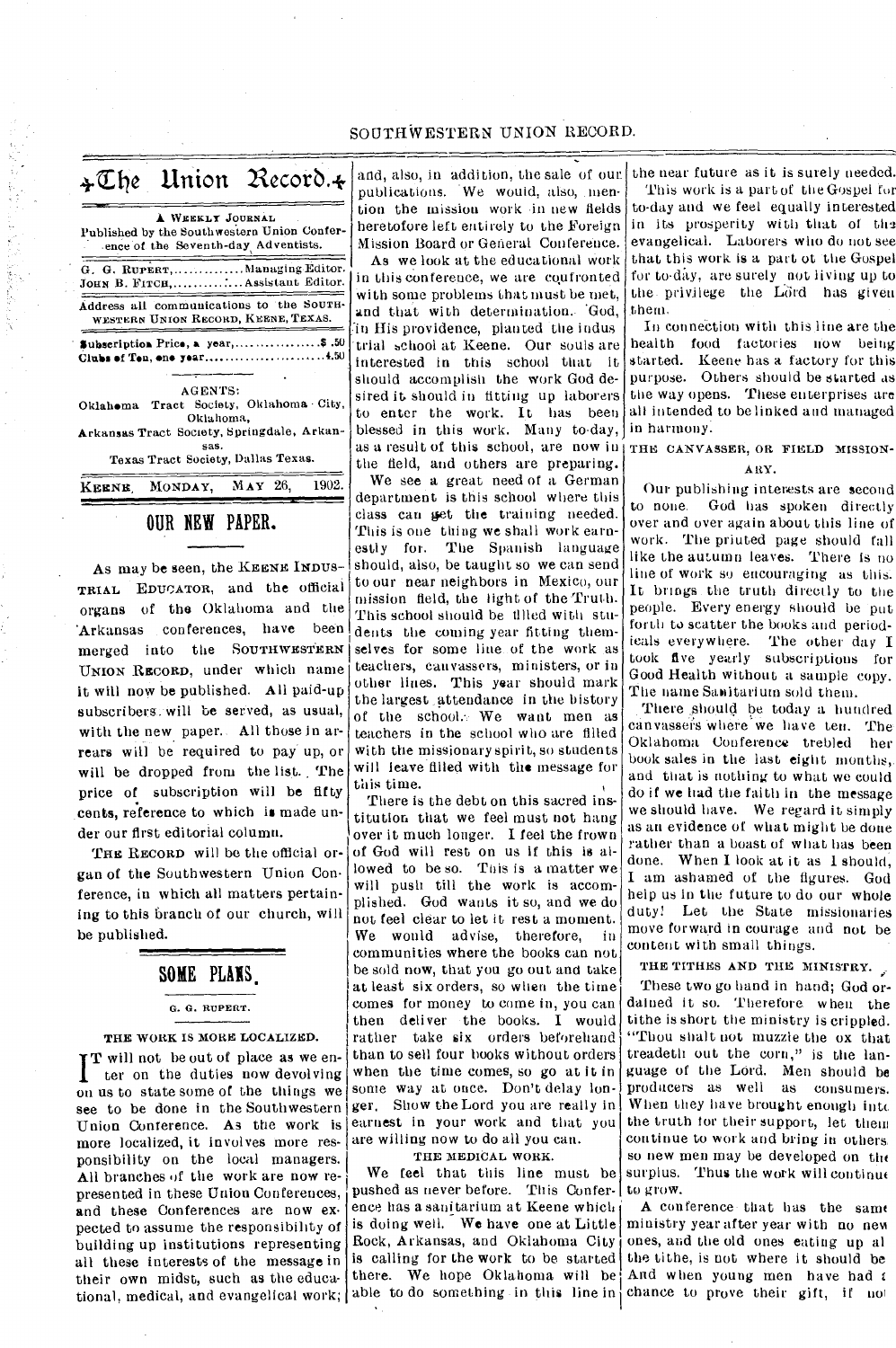# The Union Record.

A WEEKLY JOURNAL

Published by the Southwestern Union Conference of the Seventh-day Adventists.

G. G. RUPERT, ............. Managing Editor.
JOHN B. FITCH, ............ Assistant Editor.

Address all communications to the SOUTHWESTERN UNION RECORD, KEENE, TEXAS.

Subscription Price, a year, ................. $ .50
Clubs of Ten, one year ...................... 4.50

AGENTS:
Oklahoma Tract Society, Oklahoma City, Oklahoma,
Arkansas Tract Society, Springdale, Arkansas.
Texas Tract Society, Dallas Texas.

KEENE, MONDAY, MAY 26, 1902.

## OUR NEW PAPER.

As may be seen, the KEENE INDUSTRIAL EDUCATOR, and the official organs of the Oklahoma and the Arkansas conferences, have been merged into the SOUTHWESTERN UNION RECORD, under which name it will now be published. All paid-up subscribers will be served, as usual, with the new paper. All those in arrears will be required to pay up, or will be dropped from the list. The price of subscription will be fifty cents, reference to which is made under our first editorial column.

THE RECORD will be the official organ of the Southwestern Union Conference, in which all matters pertaining to this branch of our church, will be published.

## SOME PLANS.

G. G. RUPERT.

### THE WORK IS MORE LOCALIZED.

It will not be out of place as we enter on the duties now devolving on us to state some of the things we see to be done in the Southwestern Union Conference. As the work is more localized, it involves more responsibility on the local managers. All branches of the work are now represented in these Union Conferences, and these Conferences are now expected to assume the responsibility of building up institutions representing all these interests of the message in their own midst, such as the educational, medical, and evangelical work; and, also, in addition, the sale of our publications. We would, also, mention the mission work in new fields heretofore left entirely to the Foreign Mission Board or General Conference.

As we look at the educational work in this conference, we are confronted with some problems that must be met, and that with determination. God, in His providence, planted the industrial school at Keene. Our souls are interested in this school that it should accomplish the work God desired it should in fitting up laborers to enter the work. It has been blessed in this work. Many to-day, as a result of this school, are now in the field, and others are preparing.

We see a great need of a German department in this school where this class can get the training needed. This is one thing we shall work earnestly for. The Spanish language should, also, be taught so we can send to our near neighbors in Mexico, our mission field, the light of the Truth. This school should be filled with students the coming year fitting themselves for some line of the work as teachers, canvassers, ministers, or in other lines. This year should mark the largest attendance in the history of the school. We want men as teachers in the school who are filled with the missionary spirit, so students will leave filled with the message for this time.

There is the debt on this sacred institution that we feel must not hang over it much longer. I feel the frown of God will rest on us if this is allowed to be so. This is a matter we will push till the work is accomplished. God wants it so, and we do not feel clear to let it rest a moment. We would advise, therefore, in communities where the books can not be sold now, that you go out and take at least six orders, so when the time comes for money to come in, you can then deliver the books. I would rather take six orders beforehand than to sell four books without orders when the time comes, so go at it in some way at once. Don't delay longer. Show the Lord you are really in earnest in your work and that you are willing now to do all you can.

### THE MEDICAL WORK.

We feel that this line must be pushed as never before. This Conference has a sanitarium at Keene which is doing well. We have one at Little Rock, Arkansas, and Oklahoma City is calling for the work to be started there. We hope Oklahoma will be able to do something in this line in the near future as it is surely needed.

This work is a part of the Gospel for to-day and we feel equally interested in its prosperity with that of the evangelical. Laborers who do not see that this work is a part of the Gospel for to-day, are surely not living up to the privilege the Lord has given them.

In connection with this line are the health food factories now being started. Keene has a factory for this purpose. Others should be started as the way opens. These enterprises are all intended to be linked and managed in harmony.

### THE CANVASSER, OR FIELD MISSIONARY.

Our publishing interests are second to none. God has spoken directly over and over again about this line of work. The printed page should fall like the autumn leaves. There is no line of work so encouraging as this. It brings the truth directly to the people. Every energy should be put forth to scatter the books and periodicals everywhere. The other day I took five yearly subscriptions for Good Health without a sample copy. The name Sanitarium sold them.

There should be today a hundred canvassers where we have ten. The Oklahoma Conference trebled her book sales in the last eight months, and that is nothing to what we could do if we had the faith in the message we should have. We regard it simply as an evidence of what might be done rather than a boast of what has been done. When I look at it as I should, I am ashamed of the figures. God help us in the future to do our whole duty! Let the State missionaries move forward in courage and not be content with small things.

### THE TITHES AND THE MINISTRY.

These two go hand in hand; God ordained it so. Therefore when the tithe is short the ministry is crippled. "Thou shalt not muzzle the ox that treadeth out the corn," is the language of the Lord. Men should be producers as well as consumers. When they have brought enough into the truth for their support, let them continue to work and bring in others so new men may be developed on the surplus. Thus the work will continue to grow.

A conference that has the same ministry year after year with no new ones, and the old ones eating up all the tithe, is not where it should be. And when young men have had a chance to prove their gift, if not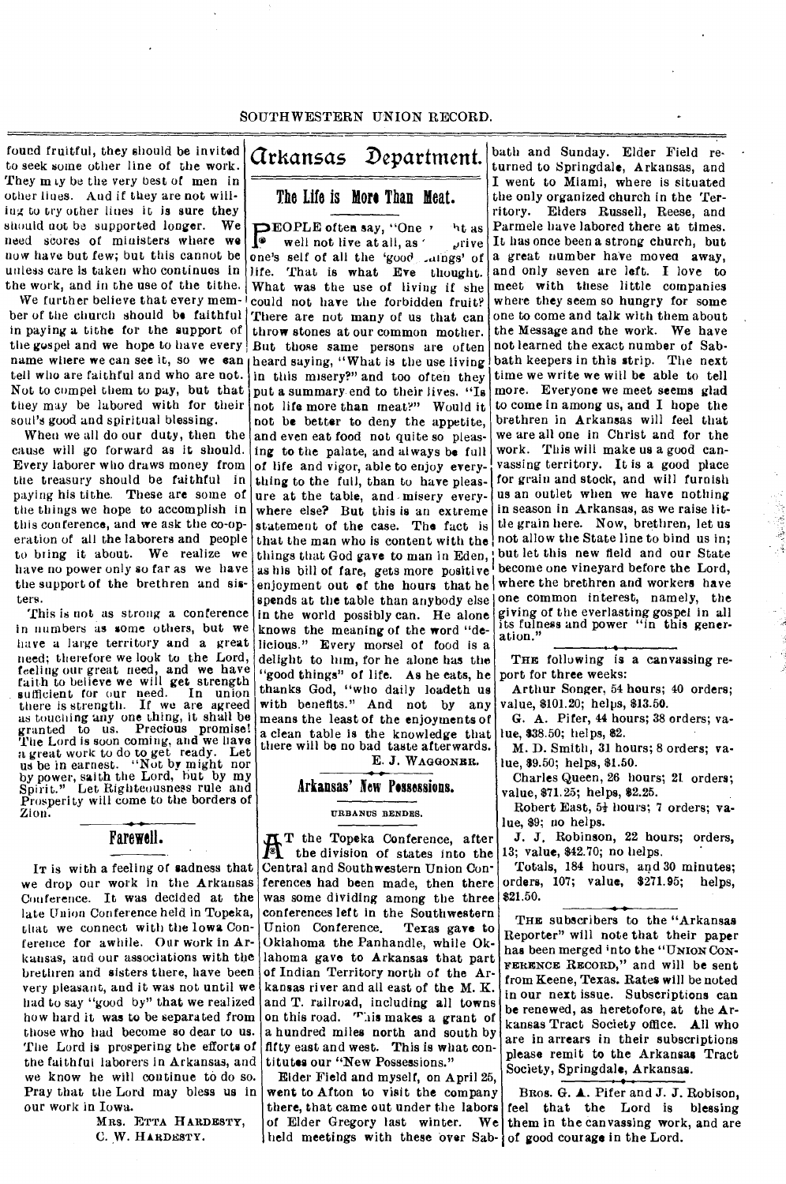found fruitful, they should be invited to seek some other line of the work. They may be the very best of men in other lines. And if they are not willing to try other lines it is sure they should not be supported longer. We need scores of ministers where we now have but few; but this cannot be unless care is taken who continues in the work, and in the use of the tithe.

We further believe that every member of the church should be faithful in paying a tithe for the support of the gospel and we hope to have every name where we can see it, so we can tell who are faithful and who are not. Not to compel them to pay, but that they may be labored with for their soul's good and spiritual blessing.

When we all do our duty, then the cause will go forward as it should. Every laborer who draws money from the treasury should be faithful in paying his tithe. These are some of the things we hope to accomplish in this conference, and we ask the co-operation of all the laborers and people to bring it about. We realize we have no power only so far as we have the support of the brethren and sisters.

This is not as strong a conference in numbers as some others, but we have a large territory and a great need; therefore we look to the Lord, feeling our great need, and we have faith to believe we will get strength sufficient for our need. In union there is strength. If we are agreed as touching any one thing, it shall be granted to us. Precious promise! The Lord is soon coming, and we have a great work to do to get ready. Let us be in earnest. "Not by might nor by power, saith the Lord, but by my Spirit." Let Righteousness rule and Prosperity will come to the borders of Zion.

## Farewell.

It is with a feeling of sadness that we drop our work in the Arkansas Conference. It was decided at the late Union Conference held in Topeka, that we connect with the Iowa Conference for awhile. Our work in Arkansas, and our associations with the brethren and sisters there, have been very pleasant, and it was not until we had to say "good by" that we realized how hard it was to be separated from those who had become so dear to us. The Lord is prospering the efforts of the faithful laborers in Arkansas, and we know he will continue to do so. Pray that the Lord may bless us in our work in Iowa.

Mrs. Etta Hardesty,
C. W. Hardesty.

# Arkansas Department.

## The Life is More Than Meat.

People often say, "One ' ht as well not live at all, as ' prive one's self of all the 'good ..ings' of life. That is what Eve thought. What was the use of living if she could not have the forbidden fruit? There are not many of us that can throw stones at our common mother. But those same persons are often heard saying, "What is the use living in this misery?" and too often they put a summary end to their lives. "Is not life more than meat?" Would it not be better to deny the appetite, and even eat food not quite so pleasing to the palate, and always be full of life and vigor, able to enjoy everything to the full, than to have pleasure at the table, and misery everywhere else? But this is an extreme statement of the case. The fact is that the man who is content with the things that God gave to man in Eden, as his bill of fare, gets more positive enjoyment out of the hours that he spends at the table than anybody else in the world possibly can. He alone knows the meaning of the word "delicious." Every morsel of food is a delight to him, for he alone has the "good things" of life. As he eats, he thanks God, "who daily loadeth us with benefits." And not by any means the least of the enjoyments of a clean table is the knowledge that there will be no bad taste afterwards.

E. J. Waggoner.

## Arkansas' New Possessions.

Urbanus Bendes.

At the Topeka Conference, after the division of states into the Central and Southwestern Union Conferences had been made, then there was some dividing among the three conferences left in the Southwestern Union Conference. Texas gave to Oklahoma the Panhandle, while Oklahoma gave to Arkansas that part of Indian Territory north of the Arkansas river and all east of the M. K. and T. railroad, including all towns on this road. This makes a grant of a hundred miles north and south by fifty east and west. This is what constitutes our "New Possessions."

Elder Field and myself, on April 25, went to Afton to visit the company there, that came out under the labors of Elder Gregory last winter. We held meetings with these over Sabbath and Sunday. Elder Field returned to Springdale, Arkansas, and I went to Miami, where is situated the only organized church in the Territory. Elders Russell, Reese, and Parmele have labored there at times. It has once been a strong church, but a great number have moved away, and only seven are left. I love to meet with these little companies where they seem so hungry for some one to come and talk with them about the Message and the work. We have not learned the exact number of Sabbath keepers in this strip. The next time we write we will be able to tell more. Everyone we meet seems glad to come in among us, and I hope the brethren in Arkansas will feel that we are all one in Christ and for the work. This will make us a good canvassing territory. It is a good place for grain and stock, and will furnish us an outlet when we have nothing in season in Arkansas, as we raise little grain here. Now, brethren, let us not allow the State line to bind us in; but let this new field and our State become one vineyard before the Lord, where the brethren and workers have one common interest, namely, the giving of the everlasting gospel in all its fulness and power "in this generation."

The following is a canvassing report for three weeks:

Arthur Songer, 54 hours; 40 orders; value, $101.20; helps, $13.50.

G. A. Pifer, 44 hours; 38 orders; value, $38.50; helps, $2.

M. D. Smith, 31 hours; 8 orders; value, $9.50; helps, $1.50.

Charles Queen, 26 hours; 21 orders; value, $71.25; helps, $2.25.

Robert East, 5½ hours; 7 orders; value, $9; no helps.

J. J. Robinson, 22 hours; orders, 13; value, $42.70; no helps.

Totals, 184 hours, and 30 minutes; orders, 107; value, $271.95; helps, $21.50.

The subscribers to the "Arkansas Reporter" will note that their paper has been merged into the "Union Conference Record," and will be sent from Keene, Texas. Rates will be noted in our next issue. Subscriptions can be renewed, as heretofore, at the Arkansas Tract Society office. All who are in arrears in their subscriptions please remit to the Arkansas Tract Society, Springdale, Arkansas.

Bros. G. A. Pifer and J. J. Robison, feel that the Lord is blessing them in the canvassing work, and are of good courage in the Lord.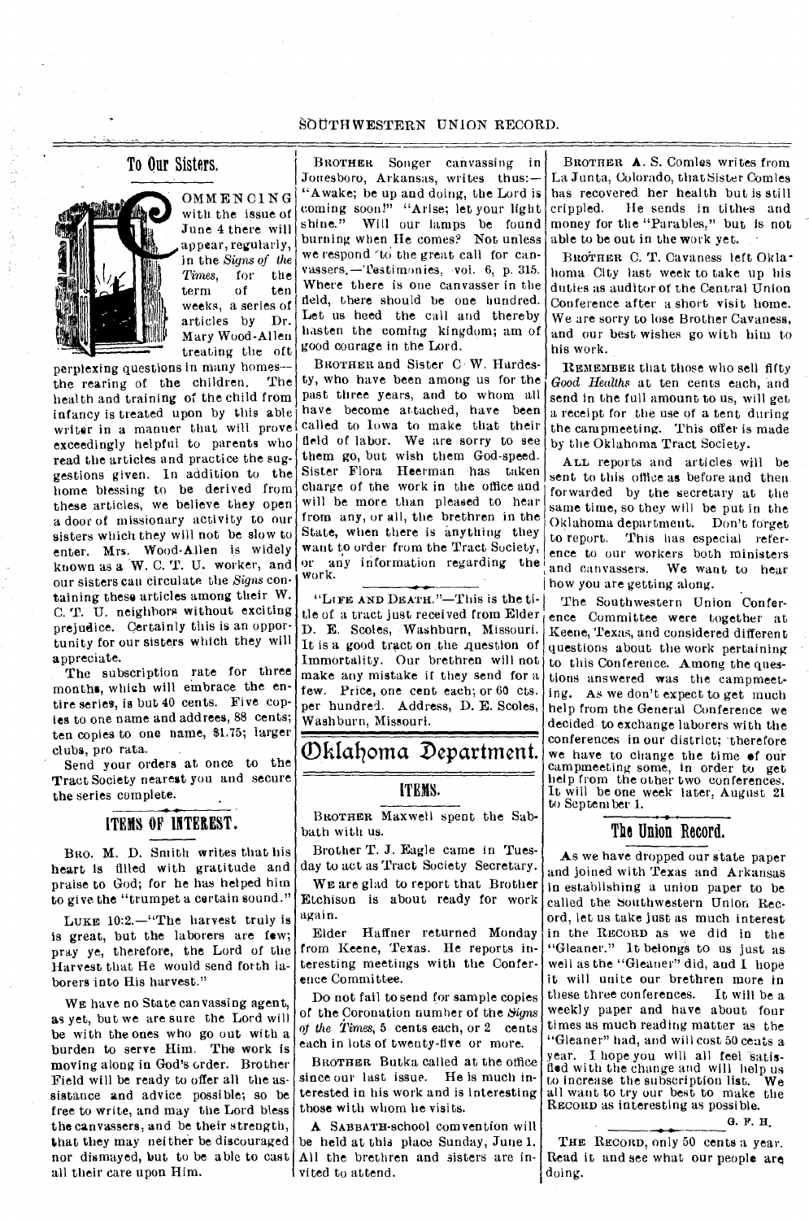## To Our Sisters.

COMMENCING with the issue of June 4 there will appear, regularly, in the *Signs of the Times*, for the term of ten weeks, a series of articles by Dr. Mary Wood-Allen treating the oft perplexing questions in many homes—the rearing of the children. The health and training of the child from infancy is treated upon by this able writer in a manner that will prove exceedingly helpful to parents who read the articles and practice the suggestions given. In addition to the home blessing to be derived from these articles, we believe they open a door of missionary activity to our sisters which they will not be slow to enter. Mrs. Wood-Allen is widely known as a W. C. T. U. worker, and our sisters can circulate the *Signs* containing these articles among their W. C. T. U. neighbors without exciting prejudice. Certainly this is an opportunity for our sisters which they will appreciate.

The subscription rate for three months, which will embrace the entire series, is but 40 cents. Five copies to one name and address, 88 cents; ten copies to one name, $1.75; larger clubs, pro rata.

Send your orders at once to the Tract Society nearest you and secure the series complete.

## ITEMS OF INTEREST.

BRO. M. D. Smith writes that his heart is filled with gratitude and praise to God; for he has helped him to give the "trumpet a certain sound."

LUKE 10:2.—"The harvest truly is is great, but the laborers are few; pray ye, therefore, the Lord of the Harvest that He would send forth laborers into His harvest."

WE have no State canvassing agent, as yet, but we are sure the Lord will be with the ones who go out with a burden to serve Him. The work is moving along in God's order. Brother Field will be ready to offer all the assistance and advice possible; so be free to write, and may the Lord bless the canvassers, and be their strength, that they may neither be discouraged nor dismayed, but to be able to cast all their care upon Him.

BROTHER Songer canvassing in Jonesboro, Arkansas, writes thus:—"Awake; be up and doing, the Lord is coming soon!" "Arise; let your light shine." Will our lamps be found burning when He comes? Not unless we respond to the great call for canvassers.—Testimonies, vol. 6, p. 315. Where there is one canvasser in the field, there should be one hundred. Let us heed the call and thereby hasten the coming kingdom; am of good courage in the Lord.

BROTHER and Sister C. W. Hardesty, who have been among us for the past three years, and to whom all have become attached, have been called to Iowa to make that their field of labor. We are sorry to see them go, but wish them God-speed. Sister Flora Heerman has taken charge of the work in the office and will be more than pleased to hear from any, or all, the brethren in the State, when there is anything they want to order from the Tract Society, or any information regarding the work.

"LIFE AND DEATH."—This is the title of a tract just received from Elder D. E. Scoles, Washburn, Missouri. It is a good tract on the question of Immortality. Our brethren will not make any mistake if they send for a few. Price, one cent each; or 60 cts. per hundred. Address, D. E. Scoles, Washburn, Missouri.

# Oklahoma Department.

## ITEMS.

BROTHER Maxwell spent the Sabbath with us.

Brother T. J. Eagle came in Tuesday to act as Tract Society Secretary.

WE are glad to report that Brother Etchison is about ready for work again.

Elder Haffner returned Monday from Keene, Texas. He reports interesting meetings with the Conference Committee.

Do not fail to send for sample copies of the Coronation number of the *Signs of the Times*, 5 cents each, or 2 cents each in lots of twenty-five or more.

BROTHER Butka called at the office since our last issue. He is much interested in his work and is interesting those with whom he visits.

A SABBATH-school convention will be held at this place Sunday, June 1. All the brethren and sisters are invited to attend.

BROTHER A. S. Comles writes from La Junta, Colorado, that Sister Comles has recovered her health but is still crippled. He sends in tithes and money for the "Parables," but is not able to be out in the work yet.

BROTHER C. T. Cavaness left Oklahoma City last week to take up his duties as auditor of the Central Union Conference after a short visit home. We are sorry to lose Brother Cavaness, and our best wishes go with him to his work.

REMEMBER that those who sell fifty *Good Healths* at ten cents each, and send in the full amount to us, will get a receipt for the use of a tent during the campmeeting. This offer is made by the Oklahoma Tract Society.

ALL reports and articles will be sent to this office as before and then forwarded by the secretary at the same time, so they will be put in the Oklahoma department. Don't forget to report. This has especial reference to our workers both ministers and canvassers. We want to hear how you are getting along.

The Southwestern Union Conference Committee were together at Keene, Texas, and considered different questions about the work pertaining to this Conference. Among the questions answered was the campmeeting. As we don't expect to get much help from the General Conference we decided to exchange laborers with the conferences in our district; therefore we have to change the time of our campmeeting some, in order to get help from the other two conferences. It will be one week later, August 21 to September 1.

## The Union Record.

As we have dropped our state paper and joined with Texas and Arkansas in establishing a union paper to be called the Southwestern Union Record, let us take just as much interest in the RECORD as we did in the "Gleaner." It belongs to us just as well as the "Gleaner" did, and I hope it will unite our brethren more in these three conferences. It will be a weekly paper and have about four times as much reading matter as the "Gleaner" had, and will cost 50 cents a year. I hope you will all feel satisfied with the change and will help us to increase the subscription list. We all want to try our best to make the RECORD as interesting as possible.

G. F. H.

THE RECORD, only 50 cents a year. Read it and see what our people are doing.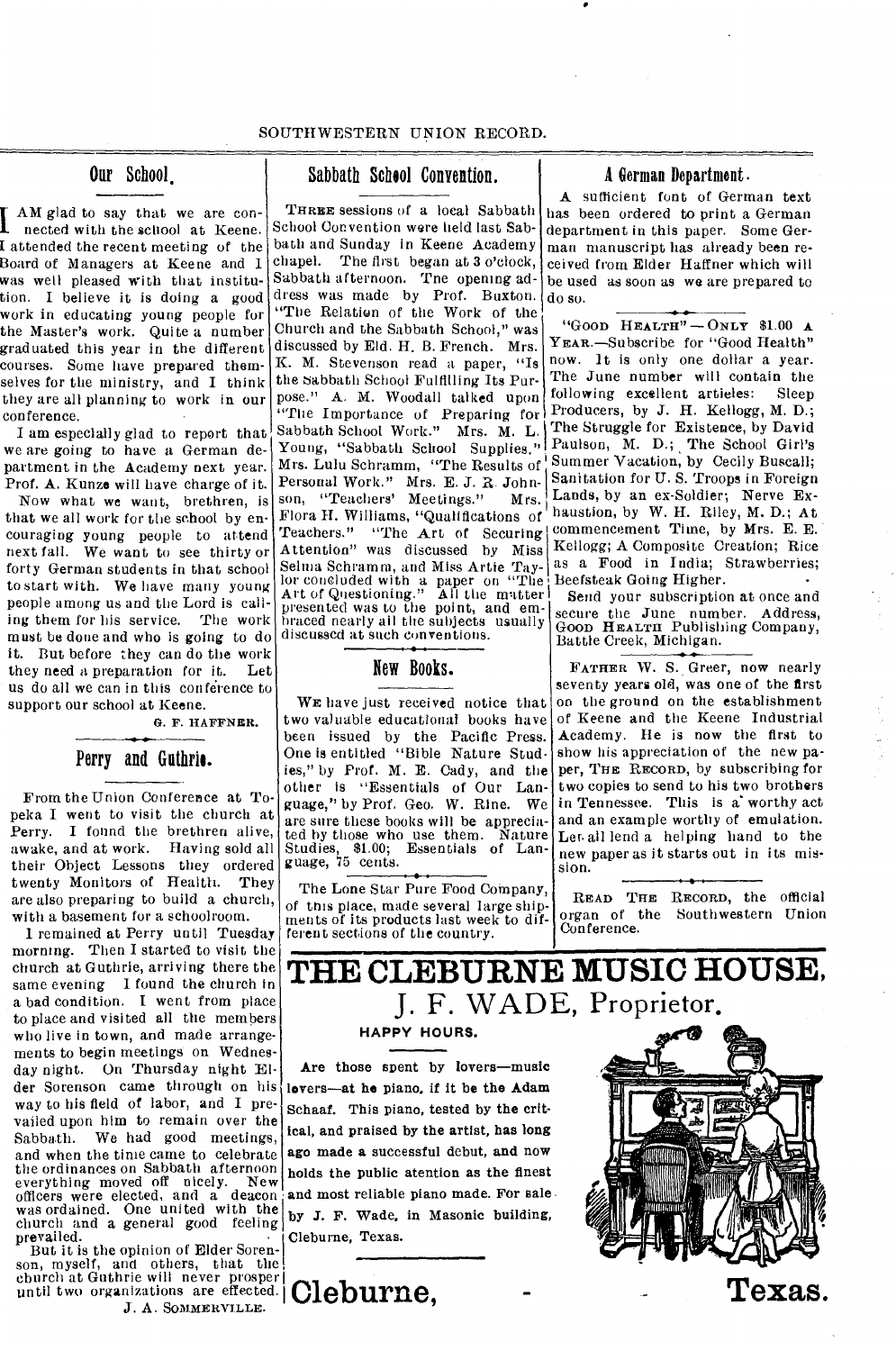## Our School.

I AM glad to say that we are connected with the school at Keene. I attended the recent meeting of the Board of Managers at Keene and I was well pleased with that institution. I believe it is doing a good work in educating young people for the Master's work. Quite a number graduated this year in the different courses. Some have prepared themselves for the ministry, and I think they are all planning to work in our conference.

I am especially glad to report that we are going to have a German department in the Academy next year. Prof. A. Kunze will have charge of it.

Now what we want, brethren, is that we all work for the school by encouraging young people to attend next fall. We want to see thirty or forty German students in that school to start with. We have many young people among us and the Lord is calling them for his service. The work must be done and who is going to do it. But before they can do the work they need a preparation for it. Let us do all we can in this conference to support our school at Keene.

G. F. HAFFNER.

## Perry and Guthrie.

From the Union Conference at Topeka I went to visit the church at Perry. I found the brethren alive, awake, and at work. Having sold all their Object Lessons they ordered twenty Monitors of Health. They are also preparing to build a church, with a basement for a schoolroom.

I remained at Perry until Tuesday morning. Then I started to visit the church at Guthrie, arriving there the same evening. I found the church in a bad condition. I went from place to place and visited all the members who live in town, and made arrangements to begin meetings on Wednesday night. On Thursday night Elder Sorenson came through on his way to his field of labor, and I prevailed upon him to remain over the Sabbath. We had good meetings, and when the time came to celebrate the ordinances on Sabbath afternoon everything moved off nicely. New officers were elected, and a deacon was ordained. One united with the church and a general good feeling prevailed.

But it is the opinion of Elder Sorenson, myself, and others, that the church at Guthrie will never prosper until two organizations are effected.

J. A. SOMMERVILLE.

## Sabbath School Convention.

THREE sessions of a local Sabbath School Convention were held last Sabbath and Sunday in Keene Academy chapel. The first began at 3 o'clock, Sabbath afternoon. The opening address was made by Prof. Buxton. "The Relation of the Work of the Church and the Sabbath School," was discussed by Eld. H. B. French. Mrs. K. M. Stevenson read a paper, "Is the Sabbath School Fulfilling Its Purpose." A. M. Woodall talked upon "The Importance of Preparing for Sabbath School Work." Mrs. M. L. Young, "Sabbath School Supplies." Mrs. Lulu Schramm, "The Results of Personal Work." Mrs. E. J. R. Johnson, "Teachers' Meetings." Mrs. Flora H. Williams, "Qualifications of Teachers." "The Art of Securing Attention" was discussed by Miss Selma Schramm, and Miss Artie Taylor concluded with a paper on "The Art of Questioning." All the matter presented was to the point, and embraced nearly all the subjects usually discussed at such conventions.

## New Books.

WE have just received notice that two valuable educational books have been issued by the Pacific Press. One is entitled "Bible Nature Studies," by Prof. M. E. Cady, and the other is "Essentials of Our Language," by Prof. Geo. W. Rine. We are sure these books will be appreciated by those who use them. Nature Studies, $1.00; Essentials of Language, 75 cents.

---

The Lone Star Pure Food Company, of this place, made several large shipments of its products last week to different sections of the country.

## A German Department.

A sufficient font of German text has been ordered to print a German department in this paper. Some German manuscript has already been received from Elder Haffner which will be used as soon as we are prepared to do so.

---

"GOOD HEALTH"—ONLY $1.00 A YEAR.—Subscribe for "Good Health" now. It is only one dollar a year. The June number will contain the following excellent articles: Sleep Producers, by J. H. Kellogg, M. D.; The Struggle for Existence, by David Paulson, M. D.; The School Girl's Summer Vacation, by Cecily Buscall; Sanitation for U. S. Troops in Foreign Lands, by an ex-Soldier; Nerve Exhaustion, by W. H. Riley, M. D.; At commencement Time, by Mrs. E. E. Kellogg; A Composite Creation; Rice as a Food in India; Strawberries; Beefsteak Going Higher.

Send your subscription at once and secure the June number. Address, GOOD HEALTH Publishing Company, Battle Creek, Michigan.

---

FATHER W. S. Greer, now nearly seventy years old, was one of the first on the ground on the establishment of Keene and the Keene Industrial Academy. He is now the first to show his appreciation of the new paper, THE RECORD, by subscribing for two copies to send to his two brothers in Tennessee. This is a worthy act and an example worthy of emulation. Let all lend a helping hand to the new paper as it starts out in its mission.

---

READ THE RECORD, the official organ of the Southwestern Union Conference.

---

# THE CLEBURNE MUSIC HOUSE,

## J. F. WADE, Proprietor.

**HAPPY HOURS.**

**Are those spent by lovers—music lovers—at he piano, if it be the Adam Schaaf. This piano, tested by the critical, and praised by the artist, has long ago made a successful debut, and now holds the public atention as the finest and most reliable piano made. For sale by J. F. Wade, in Masonic building, Cleburne, Texas.**

**Cleburne, Texas.**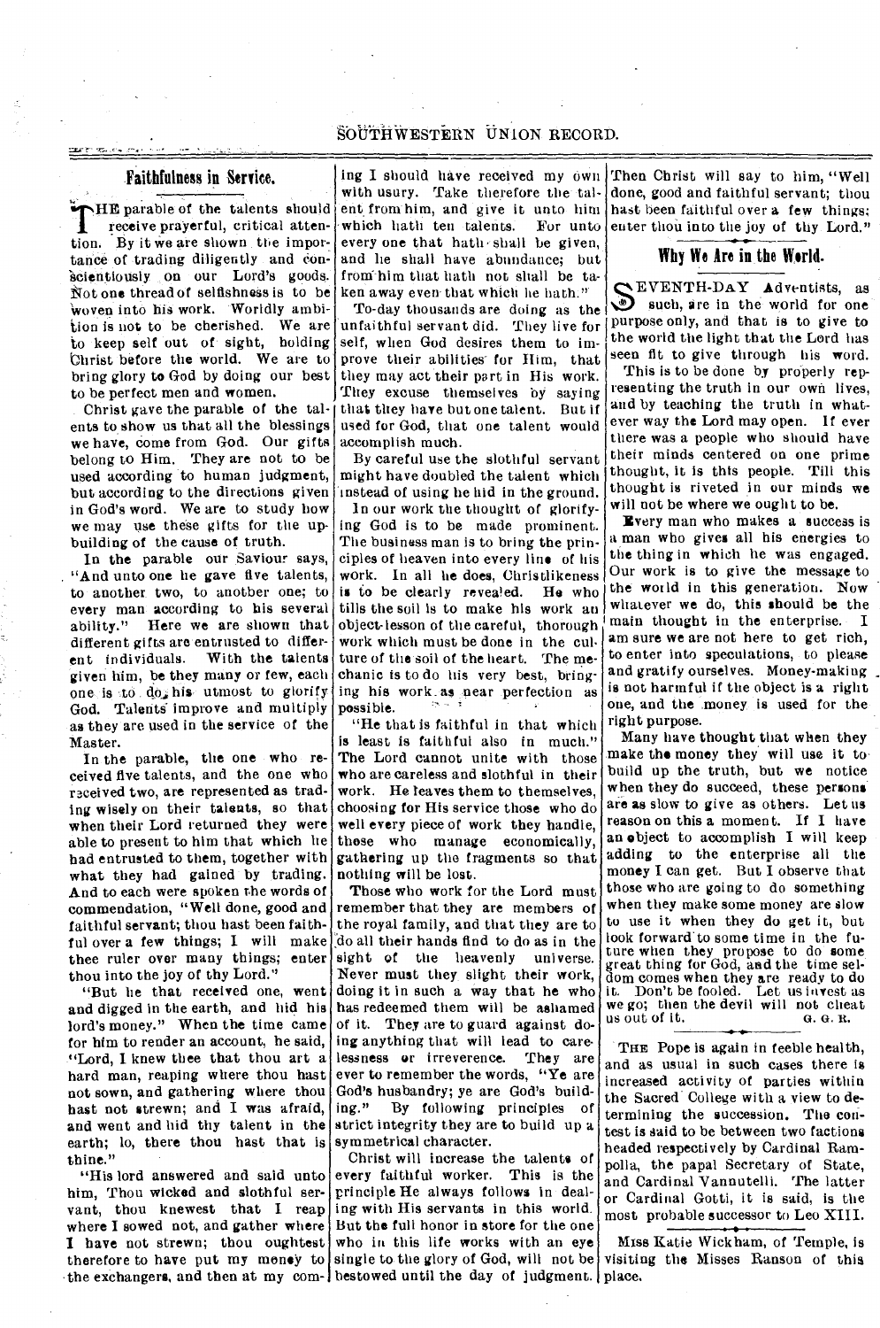## Faithfulness in Service.

THE parable of the talents should receive prayerful, critical attention. By it we are shown the importance of trading diligently and conscientiously on our Lord's goods. Not one thread of selfishness is to be woven into his work. Worldly ambition is not to be cherished. We are to keep self out of sight, holding Christ before the world. We are to bring glory to God by doing our best to be perfect men and women.

Christ gave the parable of the talents to show us that all the blessings we have, come from God. Our gifts belong to Him. They are not to be used according to human judgment, but according to the directions given in God's word. We are to study how we may use these gifts for the upbuilding of the cause of truth.

In the parable our Saviour says, "And unto one he gave five talents, to another two, to another one; to every man according to his several ability." Here we are shown that different gifts are entrusted to different individuals. With the talents given him, be they many or few, each one is to do his utmost to glorify God. Talents improve and multiply as they are used in the service of the Master.

In the parable, the one who received five talents, and the one who received two, are represented as trading wisely on their talents, so that when their Lord returned they were able to present to him that which he had entrusted to them, together with what they had gained by trading. And to each were spoken the words of commendation, "Well done, good and faithful servant; thou hast been faithful over a few things; I will make thee ruler over many things; enter thou into the joy of thy Lord."

"But he that received one, went and digged in the earth, and hid his lord's money." When the time came for him to render an account, he said, "Lord, I knew thee that thou art a hard man, reaping where thou hast not sown, and gathering where thou hast not strewn; and I was afraid, and went and hid thy talent in the earth; lo, there thou hast that is thine."

"His lord answered and said unto him, Thou wicked and slothful servant, thou knewest that I reap where I sowed not, and gather where I have not strewn; thou oughtest therefore to have put my money to the exchangers, and then at my coming I should have received my own with usury. Take therefore the talent from him, and give it unto him which hath ten talents. For unto every one that hath shall be given, and he shall have abundance; but from him that hath not shall be taken away even that which he hath."

To-day thousands are doing as the unfaithful servant did. They live for self, when God desires them to improve their abilities for Him, that they may act their part in His work. They excuse themselves by saying that they have but one talent. But if used for God, that one talent would accomplish much.

By careful use the slothful servant might have doubled the talent which instead of using he hid in the ground.

In our work the thought of glorifying God is to be made prominent. The business man is to bring the principles of heaven into every line of his work. In all he does, Christlikeness is to be clearly revealed. He who tills the soil is to make his work an object-lesson of the careful, thorough work which must be done in the culture of the soil of the heart. The mechanic is to do his very best, bringing his work as near perfection as possible.

"He that is faithful in that which is least is faithful also in much." The Lord cannot unite with those who are careless and slothful in their work. He leaves them to themselves, choosing for His service those who do well every piece of work they handle, those who manage economically, gathering up the fragments so that nothing will be lost.

Those who work for the Lord must remember that they are members of the royal family, and that they are to do all their hands find to do as in the sight of the heavenly universe. Never must they slight their work, doing it in such a way that he who has redeemed them will be ashamed of it. They are to guard against doing anything that will lead to carelessness or irreverence. They are ever to remember the words, "Ye are God's husbandry; ye are God's building." By following principles of strict integrity they are to build up a symmetrical character.

Christ will increase the talents of every faithful worker. This is the principle He always follows in dealing with His servants in this world. But the full honor in store for the one who in this life works with an eye single to the glory of God, will not be bestowed until the day of judgment. Then Christ will say to him, "Well done, good and faithful servant; thou hast been faithful over a few things; enter thou into the joy of thy Lord."

## Why We Are in the World.

SEVENTH-DAY Adventists, as such, are in the world for one purpose only, and that is to give to the world the light that the Lord has seen fit to give through his word.

This is to be done by properly representing the truth in our own lives, and by teaching the truth in whatever way the Lord may open. If ever there was a people who should have their minds centered on one prime thought, it is this people. Till this thought is riveted in our minds we will not be where we ought to be.

Every man who makes a success is a man who gives all his energies to the thing in which he was engaged. Our work is to give the message to the world in this generation. Now whatever we do, this should be the main thought in the enterprise. I am sure we are not here to get rich, to enter into speculations, to please and gratify ourselves. Money-making is not harmful if the object is a right one, and the money is used for the right purpose.

Many have thought that when they make the money they will use it to build up the truth, but we notice when they do succeed, these persons are as slow to give as others. Let us reason on this a moment. If I have an object to accomplish I will keep adding to the enterprise all the money I can get. But I observe that those who are going to do something when they make some money are slow to use it when they do get it, but look forward to some time in the future when they propose to do some great thing for God, and the time seldom comes when they are ready to do it. Don't be fooled. Let us invest as we go; then the devil will not cheat us out of it.

G. G. R.

---

THE Pope is again in feeble health, and as usual in such cases there is increased activity of parties within the Sacred College with a view to determining the succession. The contest is said to be between two factions headed respectively by Cardinal Rampolla, the papal Secretary of State, and Cardinal Vannutelli. The latter or Cardinal Gotti, it is said, is the most probable successor to Leo XIII.

---

MISS Katie Wickham, of Temple, is visiting the Misses Ranson of this place.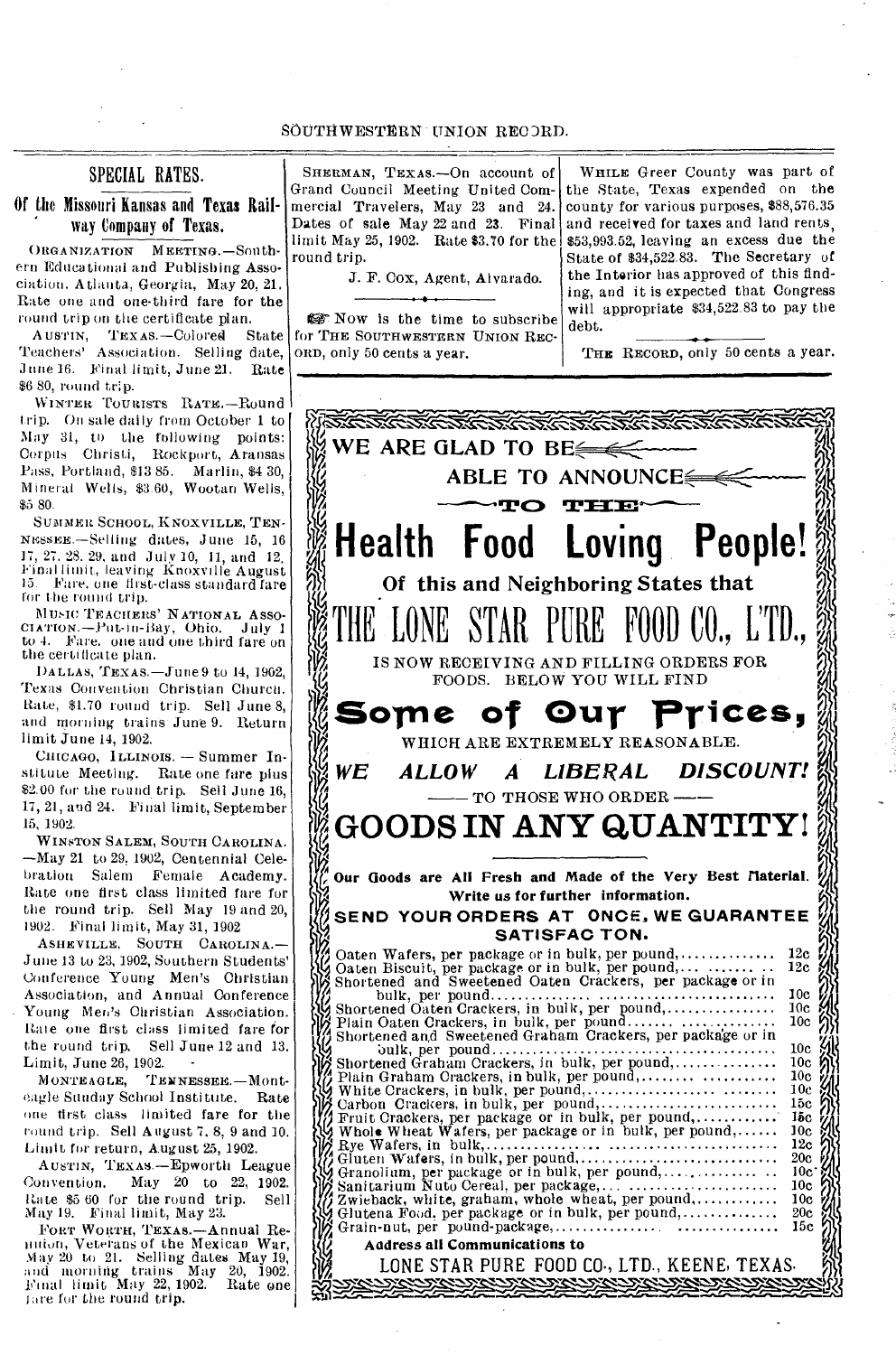## SPECIAL RATES.

### Of the Missouri Kansas and Texas Railway Company of Texas.

ORGANIZATION MEETING.—Southern Educational and Publishing Association. Atlanta, Georgia, May 20, 21. Rate one and one-third fare for the round trip on the certificate plan.

AUSTIN, TEXAS.—Colored State Teachers' Association. Selling date, June 16. Final limit, June 21. Rate $6 80, round trip.

WINTER TOURISTS RATE.—Round trip. On sale daily from October 1 to May 31, to the following points: Corpus Christi, Rockport, Aransas Pass, Portland, $13 85. Marlin, $4 30, Mineral Wells, $3 60, Wootan Wells, $5 80.

SUMMER SCHOOL, KNOXVILLE, TENNESSEE.—Selling dates, June 15, 16 17, 27, 28, 29, and July 10, 11, and 12. Final limit, leaving Knoxville August 15. Fare, one first-class standard fare for the round trip.

MUSIC TEACHERS' NATIONAL ASSOCIATION.—Put-in-Bay, Ohio. July 1 to 4. Fare, one and one third fare on the certificate plan.

DALLAS, TEXAS.—June 9 to 14, 1902, Texas Convention Christian Church. Rate, $1.70 round trip. Sell June 8, and morning trains June 9. Return limit June 14, 1902.

CHICAGO, ILLINOIS. — Summer Institute Meeting. Rate one fare plus $2.00 for the round trip. Sell June 16, 17, 21, and 24. Final limit, September 15, 1902.

WINSTON SALEM, SOUTH CAROLINA.—May 21 to 29, 1902, Centennial Celebration Salem Female Academy. Rate one first class limited fare for the round trip. Sell May 19 and 20, 1902. Final limit, May 31, 1902

ASHEVILLE, SOUTH CAROLINA.—June 13 to 23, 1902, Southern Students' Conference Young Men's Christian Association, and Annual Conference Young Men's Christian Association. Rate one first class limited fare for the round trip. Sell June 12 and 13. Limit, June 26, 1902.

MONTEAGLE, TENNESSEE.—Monteagle Sunday School Institute. Rate one first class limited fare for the round trip. Sell August 7, 8, 9 and 10. Limit for return, August 25, 1902.

AUSTIN, TEXAS.—Epworth League Convention. May 20 to 22, 1902. Rate $5 60 for the round trip. Sell May 19. Final limit, May 23.

FORT WORTH, TEXAS.—Annual Reunion, Veterans of the Mexican War, May 20 to 21. Selling dates May 19, and morning trains May 20, 1902. Final limit May 22, 1902. Rate one fare for the round trip.

SHERMAN, TEXAS.—On account of Grand Council Meeting United Commercial Travelers, May 23 and 24. Dates of sale May 22 and 23. Final limit May 25, 1902. Rate $3.70 for the round trip.

J. F. COX, Agent, Alvarado.

☞ Now is the time to subscribe for THE SOUTHWESTERN UNION RECORD, only 50 cents a year.

WHILE Greer County was part of the State, Texas expended on the county for various purposes, $88,576.35 and received for taxes and land rents, $53,993.52, leaving an excess due the State of $34,522.83. The Secretary of the Interior has approved of this finding, and it is expected that Congress will appropriate $34,522.83 to pay the debt.

THE RECORD, only 50 cents a year.

---

WE ARE GLAD TO BE ABLE TO ANNOUNCE TO THE

# Health Food Loving People!

Of this and Neighboring States that

## THE LONE STAR PURE FOOD CO., L'TD.,

IS NOW RECEIVING AND FILLING ORDERS FOR FOODS. BELOW YOU WILL FIND

## Some of Our Prices,

WHICH ARE EXTREMELY REASONABLE.

***WE ALLOW A LIBERAL DISCOUNT!***

— TO THOSE WHO ORDER —

## GOODS IN ANY QUANTITY!

**Our Goods are All Fresh and Made of the Very Best Material.**

**Write us for further information.**

**SEND YOUR ORDERS AT ONCE, WE GUARANTEE SATISFAC TON.**

| Item | Price |
|---|---|
| Oaten Wafers, per package or in bulk, per pound | 12c |
| Oaten Biscuit, per package or in bulk, per pound | 12c |
| Shortened and Sweetened Oaten Crackers, per package or in bulk, per pound | 10c |
| Shortened Oaten Crackers, in bulk, per pound | 10c |
| Plain Oaten Crackers, in bulk, per pound | 10c |
| Shortened and Sweetened Graham Crackers, per package or in bulk, per pound | 10c |
| Shortened Graham Crackers, in bulk, per pound | 10c |
| Plain Graham Crackers, in bulk, per pound | 10c |
| White Crackers, in bulk, per pound | 10c |
| Carbon Crackers, in bulk, per pound | 15c |
| Fruit Crackers, per package or in bulk, per pound | 15c |
| Whole Wheat Wafers, per package or in bulk, per pound | 10c |
| Rye Wafers, in bulk | 12c |
| Gluten Wafers, in bulk, per pound | 20c |
| Granolium, per package or in bulk, per pound | 10c |
| Sanitarium Nuto Cereal, per package | 10c |
| Zwieback, white, graham, whole wheat, per pound | 10c |
| Glutena Food, per package or in bulk, per pound | 20c |
| Grain-nut, per pound-package | 15c |

**Address all Communications to**

LONE STAR PURE FOOD CO., LTD., KEENE, TEXAS.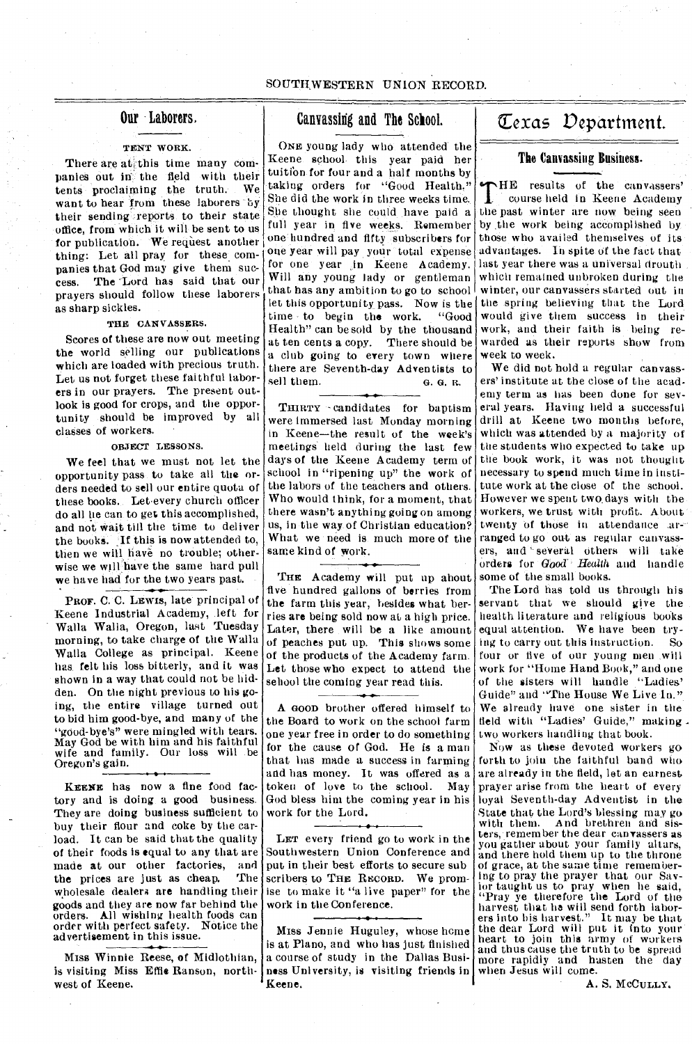## Our Laborers.

### TENT WORK.

There are at this time many companies out in the field with their tents proclaiming the truth. We want to hear from these laborers by their sending reports to their state office, from which it will be sent to us for publication. We request another thing: Let all pray for these companies that God may give them success. The Lord has said that our prayers should follow these laborers as sharp sickles.

### THE CANVASSERS.

Scores of these are now out meeting the world selling our publications which are loaded with precious truth. Let us not forget these faithful laborers in our prayers. The present outlook is good for crops, and the opportunity should be improved by all classes of workers.

### OBJECT LESSONS.

We feel that we must not let the opportunity pass to take all the orders needed to sell our entire quota of these books. Let every church officer do all he can to get this accomplished, and not wait till the time to deliver the books. If this is now attended to, then we will have no trouble; otherwise we will have the same hard pull we have had for the two years past.

---

PROF. C. C. LEWIS, late principal of Keene Industrial Academy, left for Walla Walla, Oregon, last Tuesday morning, to take charge of the Walla Walla College as principal. Keene has felt his loss bitterly, and it was shown in a way that could not be hidden. On the night previous to his going, the entire village turned out to bid him good-bye, and many of the "good-bye's" were mingled with tears. May God be with him and his faithful wife and family. Our loss will be Oregon's gain.

---

KEENE has now a fine food factory and is doing a good business. They are doing business sufficient to buy their flour and coke by the carload. It can be said that the quality of their foods is equal to any that are made at our other factories, and the prices are just as cheap. The wholesale dealers are handling their goods and they are now far behind the orders. All wishing health foods can order with perfect safety. Notice the advertisement in this issue.

---

MISS Winnie Reese, of Midlothian, is visiting Miss Effie Ranson, northwest of Keene.

## Canvassing and The School.

ONE young lady who attended the Keene school this year paid her tuition for four and a half months by taking orders for "Good Health." She did the work in three weeks time. She thought she could have paid a full year in five weeks. Remember one hundred and fifty subscribers for one year will pay your total expense for one year in Keene Academy. Will any young lady or gentleman that has any ambition to go to school let this opportunity pass. Now is the time to begin the work. "Good Health" can be sold by the thousand at ten cents a copy. There should be a club going to every town where there are Seventh-day Adventists to sell them.

G. G. R.

---

THIRTY candidates for baptism were immersed last Monday morning in Keene—the result of the week's meetings held during the last few days of the Keene Academy term of school in "ripening up" the work of the labors of the teachers and others. Who would think, for a moment, that there wasn't anything going on among us, in the way of Christian education? What we need is much more of the same kind of work.

---

THE Academy will put up about five hundred gallons of berries from the farm this year, besides what berries are being sold now at a high price. Later, there will be a like amount of peaches put up. This shows some of the products of the Academy farm. Let those who expect to attend the school the coming year read this.

---

A GOOD brother offered himself to the Board to work on the school farm one year free in order to do something for the cause of God. He is a man that has made a success in farming and has money. It was offered as a token of love to the school. May God bless him the coming year in his work for the Lord.

---

LET every friend go to work in the Southwestern Union Conference and put in their best efforts to secure subscribers to THE RECORD. We promise to make it "a live paper" for the work in the Conference.

---

Miss Jennie Huguley, whose home is at Plano, and who has just finished a course of study in the Dallas Business University, is visiting friends in Keene.

# Texas Department.

## The Canvassing Business.

THE results of the canvassers' course held in Keene Academy the past winter are now being seen by the work being accomplished by those who availed themselves of its advantages. In spite of the fact that last year there was a universal drouth which remained unbroken during the winter, our canvassers started out in the spring believing that the Lord would give them success in their work, and their faith is being rewarded as their reports show from week to week.

We did not hold a regular canvassers' institute at the close of the academy term as has been done for several years. Having held a successful drill at Keene two months before, which was attended by a majority of the students who expected to take up the book work, it was not thought necessary to spend much time in institute work at the close of the school. However we spent two days with the workers, we trust with profit. About twenty of those in attendance arranged to go out as regular canvassers, and several others will take orders for *Good Health* and handle some of the small books.

The Lord has told us through his servant that we should give the health literature and religious books equal attention. We have been trying to carry out this instruction. So four or five of our young men will work for "Home Hand Book," and one of the sisters will handle "Ladies' Guide" and "The House We Live In." We already have one sister in the field with "Ladies' Guide," making two workers handling that book.

Now as these devoted workers go forth to join the faithful band who are already in the field, let an earnest prayer arise from the heart of every loyal Seventh-day Adventist in the State that the Lord's blessing may go with them. And brethren and sisters, remember the dear canvassers as you gather about your family altars, and there hold them up to the throne of grace, at the same time remembering to pray the prayer that our Savior taught us to pray when he said, "Pray ye therefore the Lord of the harvest that he will send forth laborers into his harvest." It may be that the dear Lord will put it into your heart to join this army of workers and thus cause the truth to be spread more rapidly and hasten the day when Jesus will come.

A. S. McCULLY.